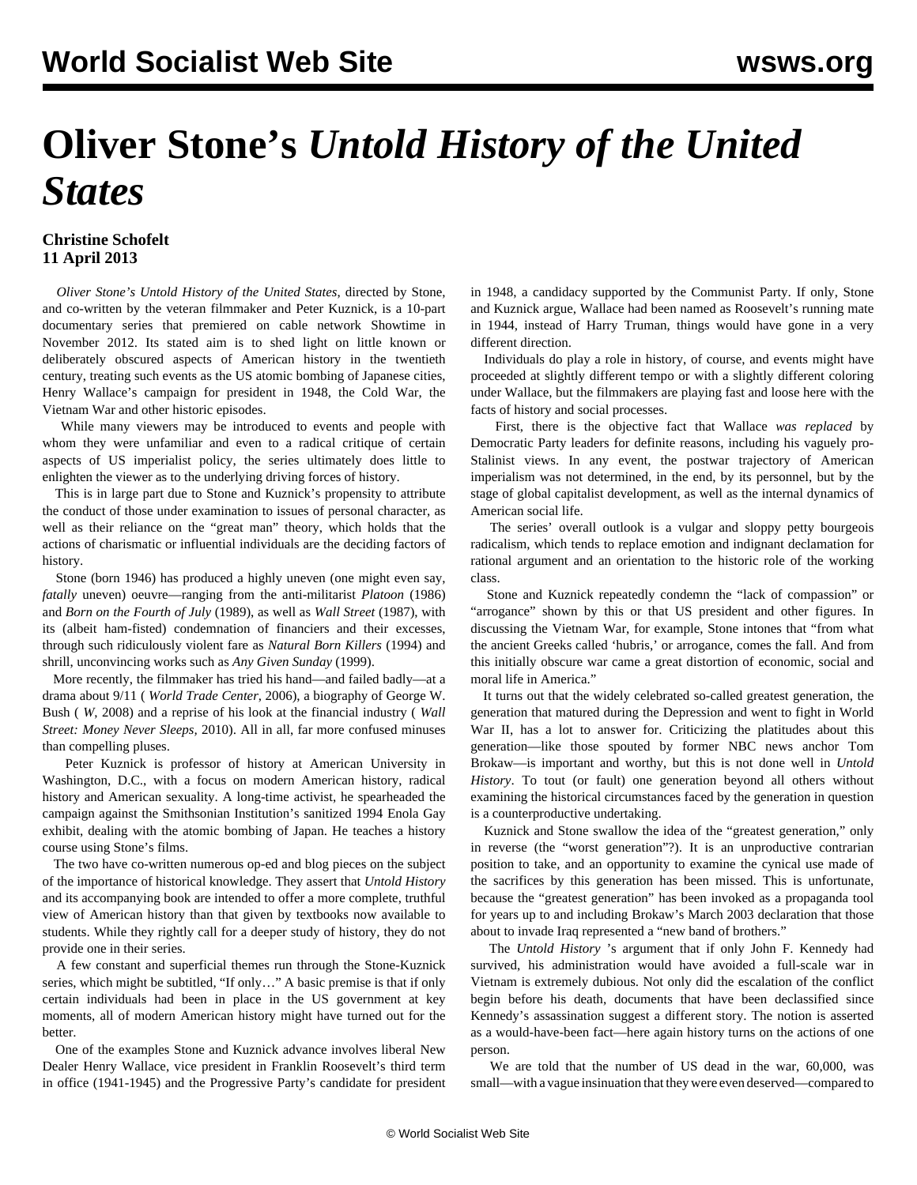# Oliver Stone's *Untold History of the United States*

**Christine Schofelt**
**11 April 2013**

*Oliver Stone's Untold History of the United States*, directed by Stone, and co-written by the veteran filmmaker and Peter Kuznick, is a 10-part documentary series that premiered on cable network Showtime in November 2012. Its stated aim is to shed light on little known or deliberately obscured aspects of American history in the twentieth century, treating such events as the US atomic bombing of Japanese cities, Henry Wallace's campaign for president in 1948, the Cold War, the Vietnam War and other historic episodes.

While many viewers may be introduced to events and people with whom they were unfamiliar and even to a radical critique of certain aspects of US imperialist policy, the series ultimately does little to enlighten the viewer as to the underlying driving forces of history.

This is in large part due to Stone and Kuznick's propensity to attribute the conduct of those under examination to issues of personal character, as well as their reliance on the "great man" theory, which holds that the actions of charismatic or influential individuals are the deciding factors of history.

Stone (born 1946) has produced a highly uneven (one might even say, *fatally* uneven) oeuvre—ranging from the anti-militarist *Platoon* (1986) and *Born on the Fourth of July* (1989), as well as *Wall Street* (1987), with its (albeit ham-fisted) condemnation of financiers and their excesses, through such ridiculously violent fare as *Natural Born Killers* (1994) and shrill, unconvincing works such as *Any Given Sunday* (1999).

More recently, the filmmaker has tried his hand—and failed badly—at a drama about 9/11 ( *World Trade Center,* 2006), a biography of George W. Bush ( *W*, 2008) and a reprise of his look at the financial industry ( *Wall Street: Money Never Sleeps,* 2010). All in all, far more confused minuses than compelling pluses.

Peter Kuznick is professor of history at American University in Washington, D.C., with a focus on modern American history, radical history and American sexuality. A long-time activist, he spearheaded the campaign against the Smithsonian Institution's sanitized 1994 Enola Gay exhibit, dealing with the atomic bombing of Japan. He teaches a history course using Stone's films.

The two have co-written numerous op-ed and blog pieces on the subject of the importance of historical knowledge. They assert that *Untold History* and its accompanying book are intended to offer a more complete, truthful view of American history than that given by textbooks now available to students. While they rightly call for a deeper study of history, they do not provide one in their series.

A few constant and superficial themes run through the Stone-Kuznick series, which might be subtitled, "If only…" A basic premise is that if only certain individuals had been in place in the US government at key moments, all of modern American history might have turned out for the better.

One of the examples Stone and Kuznick advance involves liberal New Dealer Henry Wallace, vice president in Franklin Roosevelt's third term in office (1941-1945) and the Progressive Party's candidate for president in 1948, a candidacy supported by the Communist Party. If only, Stone and Kuznick argue, Wallace had been named as Roosevelt's running mate in 1944, instead of Harry Truman, things would have gone in a very different direction.

Individuals do play a role in history, of course, and events might have proceeded at slightly different tempo or with a slightly different coloring under Wallace, but the filmmakers are playing fast and loose here with the facts of history and social processes.

First, there is the objective fact that Wallace *was replaced* by Democratic Party leaders for definite reasons, including his vaguely pro-Stalinist views. In any event, the postwar trajectory of American imperialism was not determined, in the end, by its personnel, but by the stage of global capitalist development, as well as the internal dynamics of American social life.

The series' overall outlook is a vulgar and sloppy petty bourgeois radicalism, which tends to replace emotion and indignant declamation for rational argument and an orientation to the historic role of the working class.

Stone and Kuznick repeatedly condemn the "lack of compassion" or "arrogance" shown by this or that US president and other figures. In discussing the Vietnam War, for example, Stone intones that "from what the ancient Greeks called 'hubris,' or arrogance, comes the fall. And from this initially obscure war came a great distortion of economic, social and moral life in America."

It turns out that the widely celebrated so-called greatest generation, the generation that matured during the Depression and went to fight in World War II, has a lot to answer for. Criticizing the platitudes about this generation—like those spouted by former NBC news anchor Tom Brokaw—is important and worthy, but this is not done well in *Untold History*. To tout (or fault) one generation beyond all others without examining the historical circumstances faced by the generation in question is a counterproductive undertaking.

Kuznick and Stone swallow the idea of the "greatest generation," only in reverse (the "worst generation"?). It is an unproductive contrarian position to take, and an opportunity to examine the cynical use made of the sacrifices by this generation has been missed. This is unfortunate, because the "greatest generation" has been invoked as a propaganda tool for years up to and including Brokaw's March 2003 declaration that those about to invade Iraq represented a "new band of brothers."

The *Untold History* 's argument that if only John F. Kennedy had survived, his administration would have avoided a full-scale war in Vietnam is extremely dubious. Not only did the escalation of the conflict begin before his death, documents that have been declassified since Kennedy's assassination suggest a different story. The notion is asserted as a would-have-been fact—here again history turns on the actions of one person.

We are told that the number of US dead in the war, 60,000, was small—with a vague insinuation that they were even deserved—compared to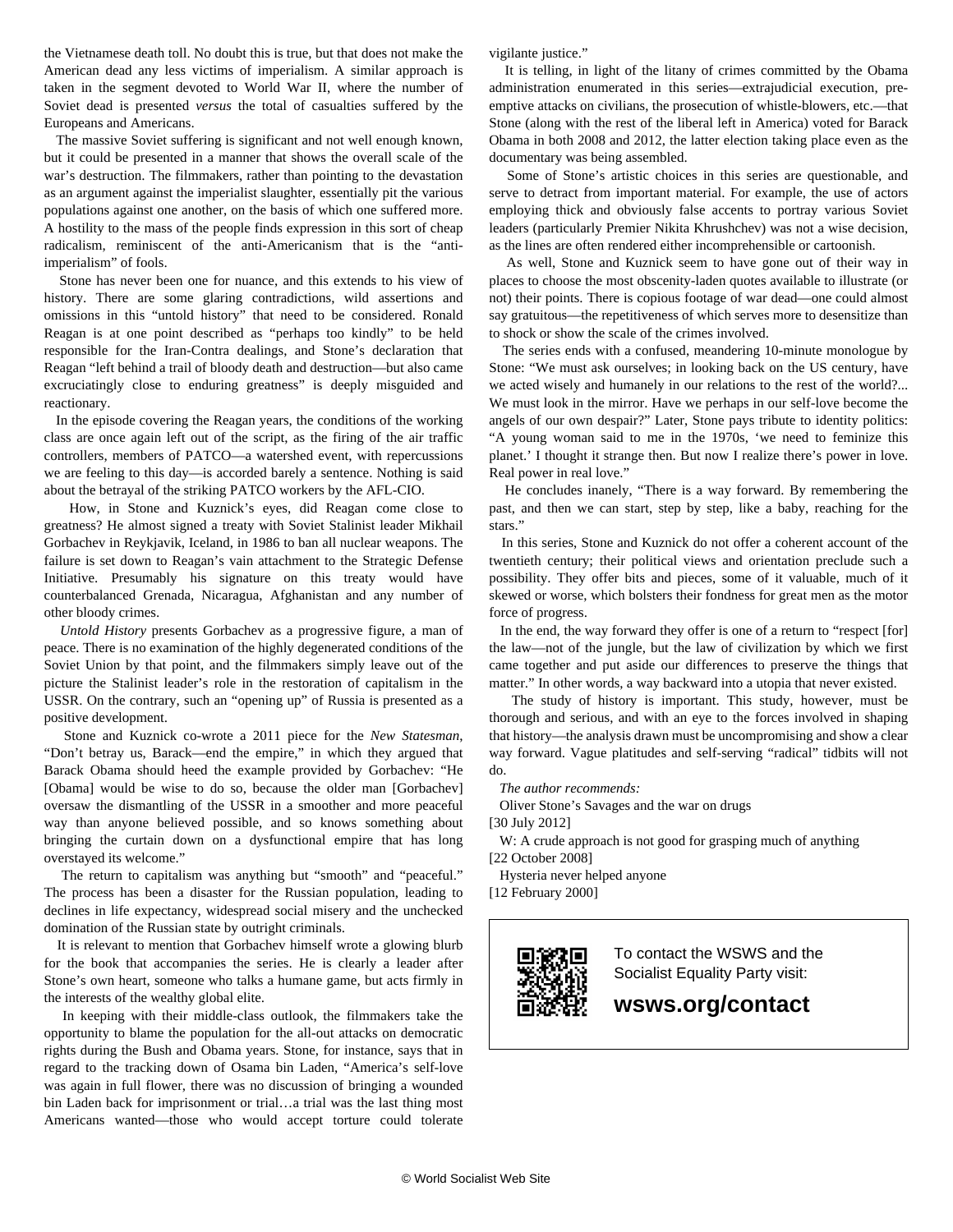the Vietnamese death toll. No doubt this is true, but that does not make the American dead any less victims of imperialism. A similar approach is taken in the segment devoted to World War II, where the number of Soviet dead is presented *versus* the total of casualties suffered by the Europeans and Americans.

The massive Soviet suffering is significant and not well enough known, but it could be presented in a manner that shows the overall scale of the war's destruction. The filmmakers, rather than pointing to the devastation as an argument against the imperialist slaughter, essentially pit the various populations against one another, on the basis of which one suffered more. A hostility to the mass of the people finds expression in this sort of cheap radicalism, reminiscent of the anti-Americanism that is the "anti-imperialism" of fools.

Stone has never been one for nuance, and this extends to his view of history. There are some glaring contradictions, wild assertions and omissions in this "untold history" that need to be considered. Ronald Reagan is at one point described as "perhaps too kindly" to be held responsible for the Iran-Contra dealings, and Stone's declaration that Reagan "left behind a trail of bloody death and destruction—but also came excruciatingly close to enduring greatness" is deeply misguided and reactionary.

In the episode covering the Reagan years, the conditions of the working class are once again left out of the script, as the firing of the air traffic controllers, members of PATCO—a watershed event, with repercussions we are feeling to this day—is accorded barely a sentence. Nothing is said about the betrayal of the striking PATCO workers by the AFL-CIO.

How, in Stone and Kuznick's eyes, did Reagan come close to greatness? He almost signed a treaty with Soviet Stalinist leader Mikhail Gorbachev in Reykjavik, Iceland, in 1986 to ban all nuclear weapons. The failure is set down to Reagan's vain attachment to the Strategic Defense Initiative. Presumably his signature on this treaty would have counterbalanced Grenada, Nicaragua, Afghanistan and any number of other bloody crimes.

*Untold History* presents Gorbachev as a progressive figure, a man of peace. There is no examination of the highly degenerated conditions of the Soviet Union by that point, and the filmmakers simply leave out of the picture the Stalinist leader's role in the restoration of capitalism in the USSR. On the contrary, such an "opening up" of Russia is presented as a positive development.

Stone and Kuznick co-wrote a 2011 piece for the *New Statesman*, "Don't betray us, Barack—end the empire," in which they argued that Barack Obama should heed the example provided by Gorbachev: "He [Obama] would be wise to do so, because the older man [Gorbachev] oversaw the dismantling of the USSR in a smoother and more peaceful way than anyone believed possible, and so knows something about bringing the curtain down on a dysfunctional empire that has long overstayed its welcome."

The return to capitalism was anything but "smooth" and "peaceful." The process has been a disaster for the Russian population, leading to declines in life expectancy, widespread social misery and the unchecked domination of the Russian state by outright criminals.

It is relevant to mention that Gorbachev himself wrote a glowing blurb for the book that accompanies the series. He is clearly a leader after Stone's own heart, someone who talks a humane game, but acts firmly in the interests of the wealthy global elite.

In keeping with their middle-class outlook, the filmmakers take the opportunity to blame the population for the all-out attacks on democratic rights during the Bush and Obama years. Stone, for instance, says that in regard to the tracking down of Osama bin Laden, "America's self-love was again in full flower, there was no discussion of bringing a wounded bin Laden back for imprisonment or trial…a trial was the last thing most Americans wanted—those who would accept torture could tolerate vigilante justice."

It is telling, in light of the litany of crimes committed by the Obama administration enumerated in this series—extrajudicial execution, pre-emptive attacks on civilians, the prosecution of whistle-blowers, etc.—that Stone (along with the rest of the liberal left in America) voted for Barack Obama in both 2008 and 2012, the latter election taking place even as the documentary was being assembled.

Some of Stone's artistic choices in this series are questionable, and serve to detract from important material. For example, the use of actors employing thick and obviously false accents to portray various Soviet leaders (particularly Premier Nikita Khrushchev) was not a wise decision, as the lines are often rendered either incomprehensible or cartoonish.

As well, Stone and Kuznick seem to have gone out of their way in places to choose the most obscenity-laden quotes available to illustrate (or not) their points. There is copious footage of war dead—one could almost say gratuitous—the repetitiveness of which serves more to desensitize than to shock or show the scale of the crimes involved.

The series ends with a confused, meandering 10-minute monologue by Stone: "We must ask ourselves; in looking back on the US century, have we acted wisely and humanely in our relations to the rest of the world?... We must look in the mirror. Have we perhaps in our self-love become the angels of our own despair?" Later, Stone pays tribute to identity politics: "A young woman said to me in the 1970s, 'we need to feminize this planet.' I thought it strange then. But now I realize there's power in love. Real power in real love."

He concludes inanely, "There is a way forward. By remembering the past, and then we can start, step by step, like a baby, reaching for the stars."

In this series, Stone and Kuznick do not offer a coherent account of the twentieth century; their political views and orientation preclude such a possibility. They offer bits and pieces, some of it valuable, much of it skewed or worse, which bolsters their fondness for great men as the motor force of progress.

In the end, the way forward they offer is one of a return to "respect [for] the law—not of the jungle, but the law of civilization by which we first came together and put aside our differences to preserve the things that matter." In other words, a way backward into a utopia that never existed.

The study of history is important. This study, however, must be thorough and serious, and with an eye to the forces involved in shaping that history—the analysis drawn must be uncompromising and show a clear way forward. Vague platitudes and self-serving "radical" tidbits will not do.

*The author recommends:*

Oliver Stone's Savages and the war on drugs
[30 July 2012]

W: A crude approach is not good for grasping much of anything
[22 October 2008]

Hysteria never helped anyone
[12 February 2000]

To contact the WSWS and the Socialist Equality Party visit:

**wsws.org/contact**